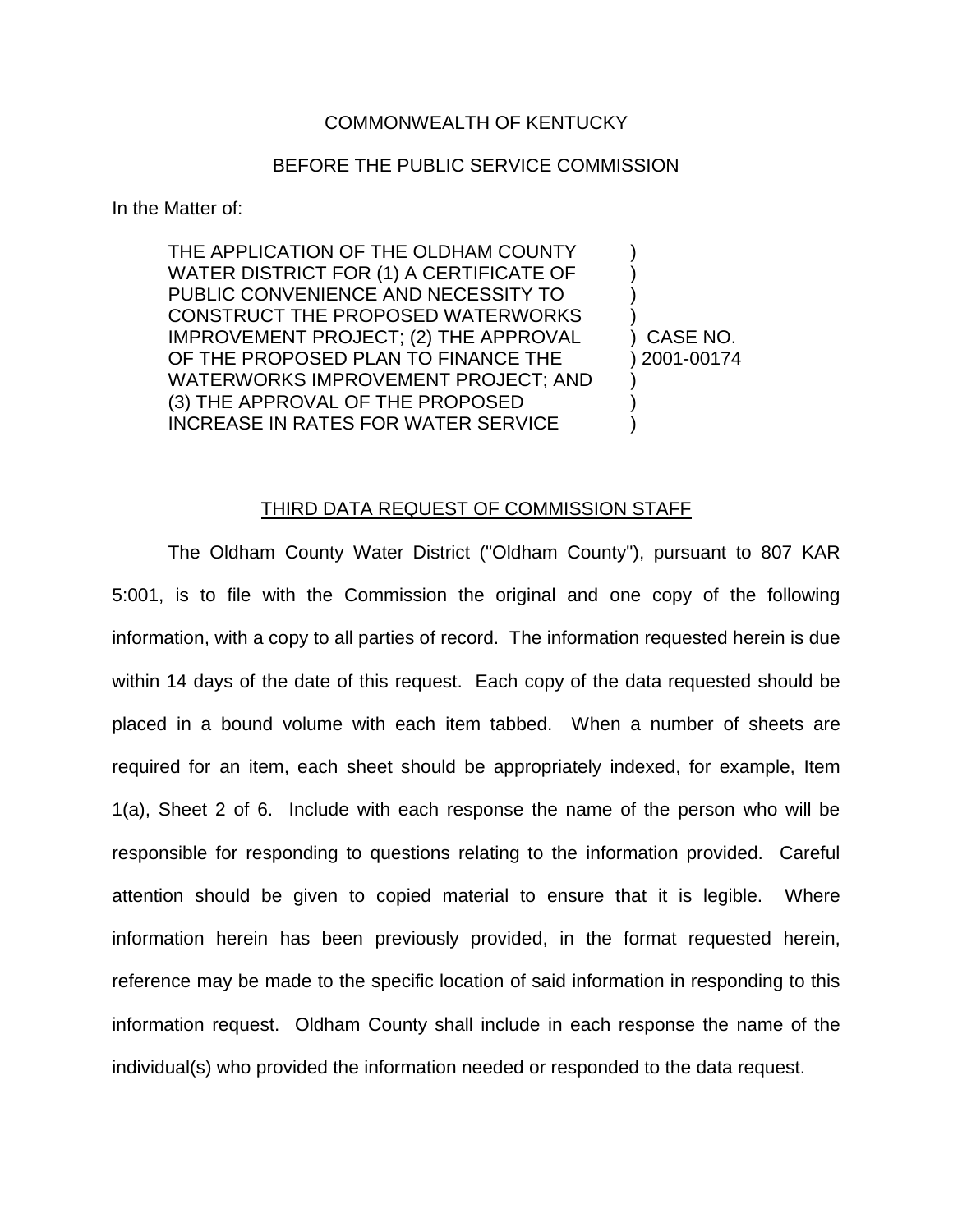COMMONWEALTH OF KENTUCKY

BEFORE THE PUBLIC SERVICE COMMISSION

In the Matter of:

| | | |
|---|---|---|
| THE APPLICATION OF THE OLDHAM COUNTY WATER DISTRICT FOR (1) A CERTIFICATE OF PUBLIC CONVENIENCE AND NECESSITY TO CONSTRUCT THE PROPOSED WATERWORKS IMPROVEMENT PROJECT; (2) THE APPROVAL OF THE PROPOSED PLAN TO FINANCE THE WATERWORKS IMPROVEMENT PROJECT; AND (3) THE APPROVAL OF THE PROPOSED INCREASE IN RATES FOR WATER SERVICE | ) | CASE NO. 2001-00174 |

## THIRD DATA REQUEST OF COMMISSION STAFF

The Oldham County Water District ("Oldham County"), pursuant to 807 KAR 5:001, is to file with the Commission the original and one copy of the following information, with a copy to all parties of record. The information requested herein is due within 14 days of the date of this request. Each copy of the data requested should be placed in a bound volume with each item tabbed. When a number of sheets are required for an item, each sheet should be appropriately indexed, for example, Item 1(a), Sheet 2 of 6. Include with each response the name of the person who will be responsible for responding to questions relating to the information provided. Careful attention should be given to copied material to ensure that it is legible. Where information herein has been previously provided, in the format requested herein, reference may be made to the specific location of said information in responding to this information request. Oldham County shall include in each response the name of the individual(s) who provided the information needed or responded to the data request.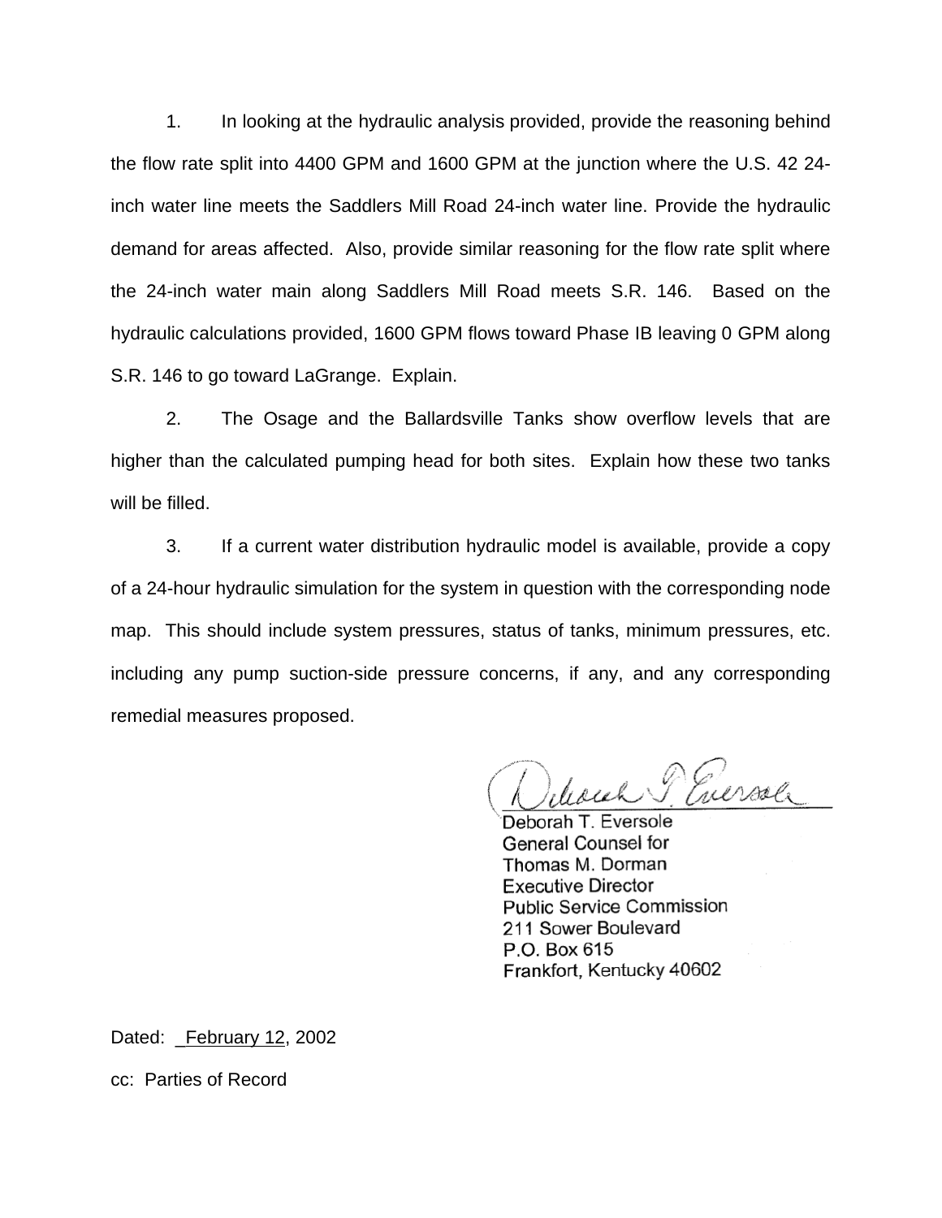1. In looking at the hydraulic analysis provided, provide the reasoning behind the flow rate split into 4400 GPM and 1600 GPM at the junction where the U.S. 42 24-inch water line meets the Saddlers Mill Road 24-inch water line. Provide the hydraulic demand for areas affected. Also, provide similar reasoning for the flow rate split where the 24-inch water main along Saddlers Mill Road meets S.R. 146. Based on the hydraulic calculations provided, 1600 GPM flows toward Phase IB leaving 0 GPM along S.R. 146 to go toward LaGrange. Explain.

2. The Osage and the Ballardsville Tanks show overflow levels that are higher than the calculated pumping head for both sites. Explain how these two tanks will be filled.

3. If a current water distribution hydraulic model is available, provide a copy of a 24-hour hydraulic simulation for the system in question with the corresponding node map. This should include system pressures, status of tanks, minimum pressures, etc. including any pump suction-side pressure concerns, if any, and any corresponding remedial measures proposed.

Deborah T. Eversole
General Counsel for
Thomas M. Dorman
Executive Director
Public Service Commission
211 Sower Boulevard
P.O. Box 615
Frankfort, Kentucky 40602

Dated: February 12, 2002

cc: Parties of Record